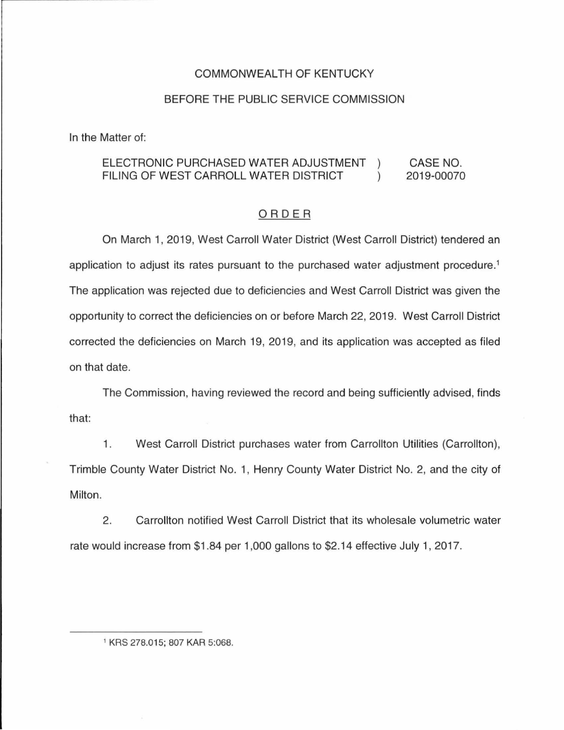COMMONWEALTH OF KENTUCKY

BEFORE THE PUBLIC SERVICE COMMISSION

In the Matter of:

| | | |
|---|---|---|
| ELECTRONIC PURCHASED WATER ADJUSTMENT FILING OF WEST CARROLL WATER DISTRICT | ) ) | CASE NO. 2019-00070 |

## ORDER

On March 1, 2019, West Carroll Water District (West Carroll District) tendered an application to adjust its rates pursuant to the purchased water adjustment procedure.[1] The application was rejected due to deficiencies and West Carroll District was given the opportunity to correct the deficiencies on or before March 22, 2019. West Carroll District corrected the deficiencies on March 19, 2019, and its application was accepted as filed on that date.

The Commission, having reviewed the record and being sufficiently advised, finds that:

1. West Carroll District purchases water from Carrollton Utilities (Carrollton), Trimble County Water District No. 1, Henry County Water District No. 2, and the city of Milton.

2. Carrollton notified West Carroll District that its wholesale volumetric water rate would increase from $1.84 per 1,000 gallons to $2.14 effective July 1, 2017.

---

[1] KRS 278.015; 807 KAR 5:068.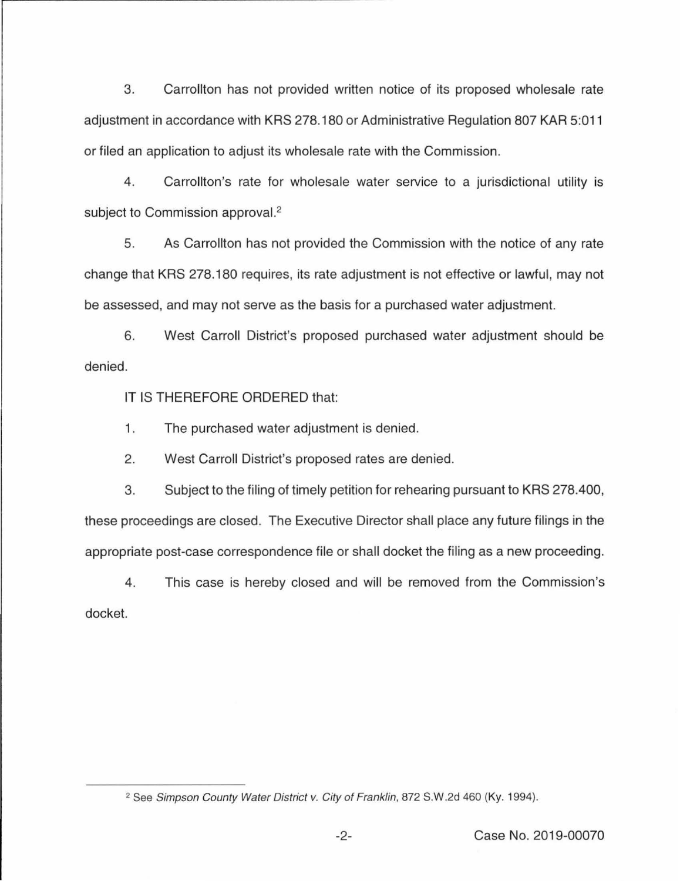3. Carrollton has not provided written notice of its proposed wholesale rate adjustment in accordance with KRS 278.180 or Administrative Regulation 807 KAR 5:011 or filed an application to adjust its wholesale rate with the Commission.

4. Carrollton's rate for wholesale water service to a jurisdictional utility is subject to Commission approval.[2]

5. As Carrollton has not provided the Commission with the notice of any rate change that KRS 278.180 requires, its rate adjustment is not effective or lawful, may not be assessed, and may not serve as the basis for a purchased water adjustment.

6. West Carroll District's proposed purchased water adjustment should be denied.

IT IS THEREFORE ORDERED that:

1. The purchased water adjustment is denied.

2. West Carroll District's proposed rates are denied.

3. Subject to the filing of timely petition for rehearing pursuant to KRS 278.400, these proceedings are closed. The Executive Director shall place any future filings in the appropriate post-case correspondence file or shall docket the filing as a new proceeding.

4. This case is hereby closed and will be removed from the Commission's docket.

---

[2] See *Simpson County Water District v. City of Franklin*, 872 S.W.2d 460 (Ky. 1994).

Case No. 2019-00070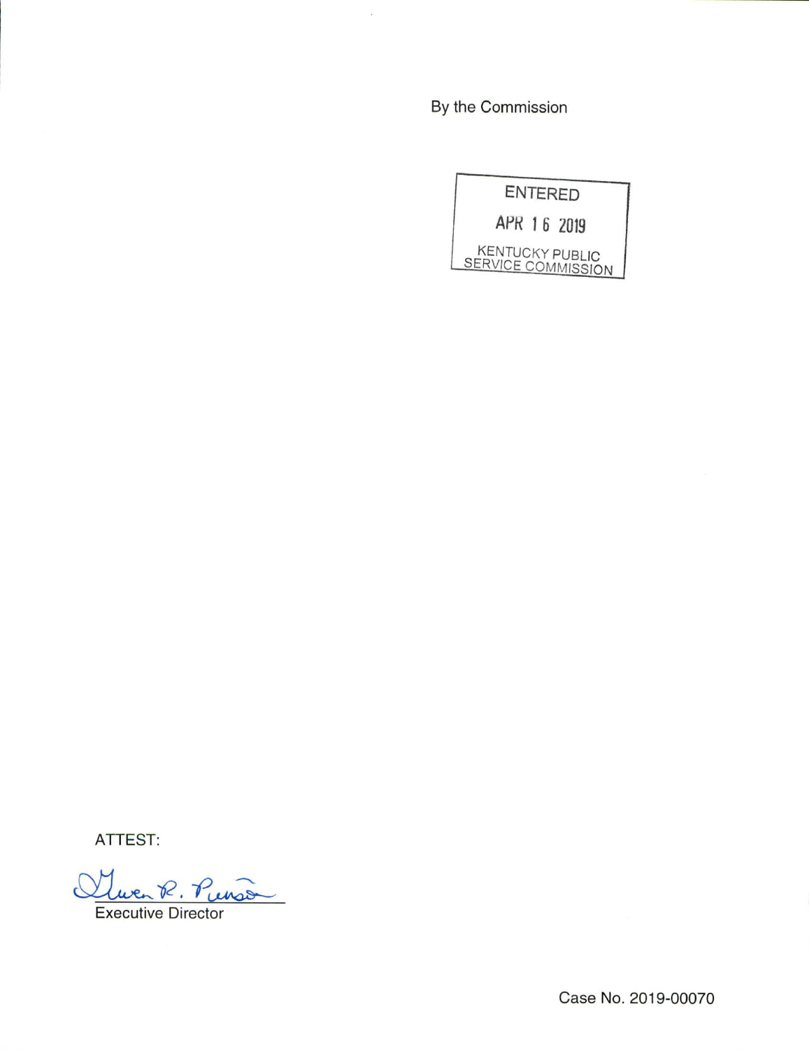By the Commission

ENTERED

APR 16 2019

KENTUCKY PUBLIC SERVICE COMMISSION

ATTEST:

Gwen R. Pinson

Executive Director

Case No. 2019-00070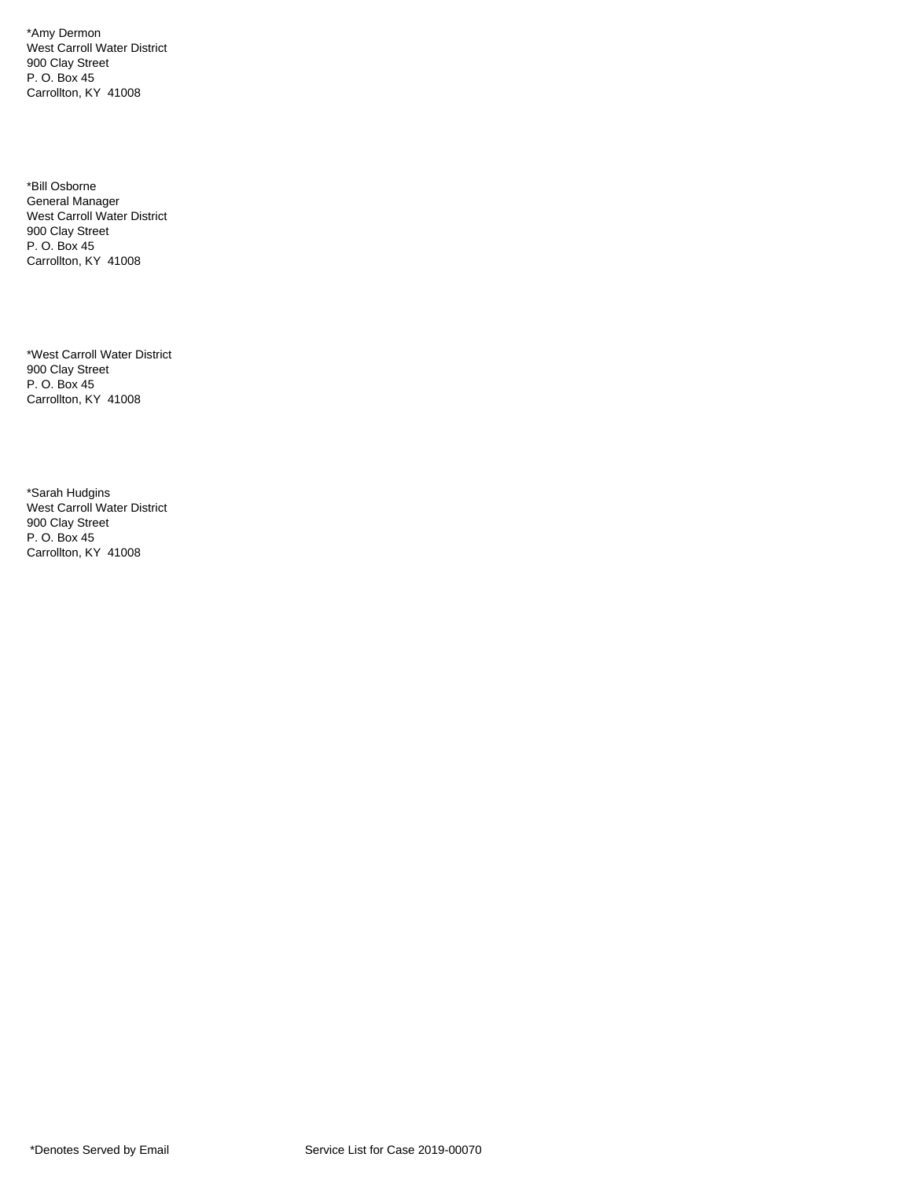*Amy Dermon
West Carroll Water District
900 Clay Street
P. O. Box 45
Carrollton, KY  41008

*Bill Osborne
General Manager
West Carroll Water District
900 Clay Street
P. O. Box 45
Carrollton, KY  41008

*West Carroll Water District
900 Clay Street
P. O. Box 45
Carrollton, KY  41008

*Sarah Hudgins
West Carroll Water District
900 Clay Street
P. O. Box 45
Carrollton, KY  41008

*Denotes Served by Email

Service List for Case 2019-00070